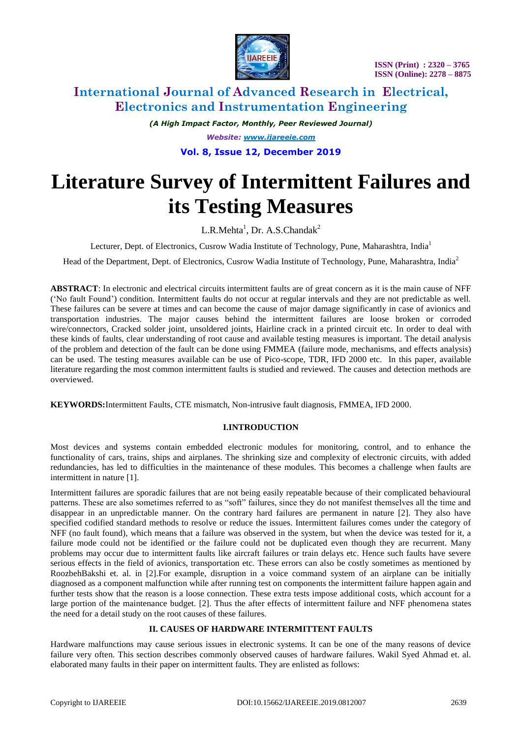# Literature Survey of Intermittent Failures and its Testing Measures

L.R.Mehta[1], Dr. A.S.Chandak[2]

Lecturer, Dept. of Electronics, Cusrow Wadia Institute of Technology, Pune, Maharashtra, India[1]

Head of the Department, Dept. of Electronics, Cusrow Wadia Institute of Technology, Pune, Maharashtra, India[2]

**ABSTRACT**: In electronic and electrical circuits intermittent faults are of great concern as it is the main cause of NFF ('No fault Found') condition. Intermittent faults do not occur at regular intervals and they are not predictable as well. These failures can be severe at times and can become the cause of major damage significantly in case of avionics and transportation industries. The major causes behind the intermittent failures are loose broken or corroded wire/connectors, Cracked solder joint, unsoldered joints, Hairline crack in a printed circuit etc. In order to deal with these kinds of faults, clear understanding of root cause and available testing measures is important. The detail analysis of the problem and detection of the fault can be done using FMMEA (failure mode, mechanisms, and effects analysis) can be used. The testing measures available can be use of Pico-scope, TDR, IFD 2000 etc. In this paper, available literature regarding the most common intermittent faults is studied and reviewed. The causes and detection methods are overviewed.

**KEYWORDS:** Intermittent Faults, CTE mismatch, Non-intrusive fault diagnosis, FMMEA, IFD 2000.

## I.INTRODUCTION

Most devices and systems contain embedded electronic modules for monitoring, control, and to enhance the functionality of cars, trains, ships and airplanes. The shrinking size and complexity of electronic circuits, with added redundancies, has led to difficulties in the maintenance of these modules. This becomes a challenge when faults are intermittent in nature [1].

Intermittent failures are sporadic failures that are not being easily repeatable because of their complicated behavioural patterns. These are also sometimes referred to as "soft" failures, since they do not manifest themselves all the time and disappear in an unpredictable manner. On the contrary hard failures are permanent in nature [2]. They also have specified codified standard methods to resolve or reduce the issues. Intermittent failures comes under the category of NFF (no fault found), which means that a failure was observed in the system, but when the device was tested for it, a failure mode could not be identified or the failure could not be duplicated even though they are recurrent. Many problems may occur due to intermittent faults like aircraft failures or train delays etc. Hence such faults have severe serious effects in the field of avionics, transportation etc. These errors can also be costly sometimes as mentioned by RoozbehBakshi et. al. in [2].For example, disruption in a voice command system of an airplane can be initially diagnosed as a component malfunction while after running test on components the intermittent failure happen again and further tests show that the reason is a loose connection. These extra tests impose additional costs, which account for a large portion of the maintenance budget. [2]. Thus the after effects of intermittent failure and NFF phenomena states the need for a detail study on the root causes of these failures.

## II. CAUSES OF HARDWARE INTERMITTENT FAULTS

Hardware malfunctions may cause serious issues in electronic systems. It can be one of the many reasons of device failure very often. This section describes commonly observed causes of hardware failures. Wakil Syed Ahmad et. al. elaborated many faults in their paper on intermittent faults. They are enlisted as follows: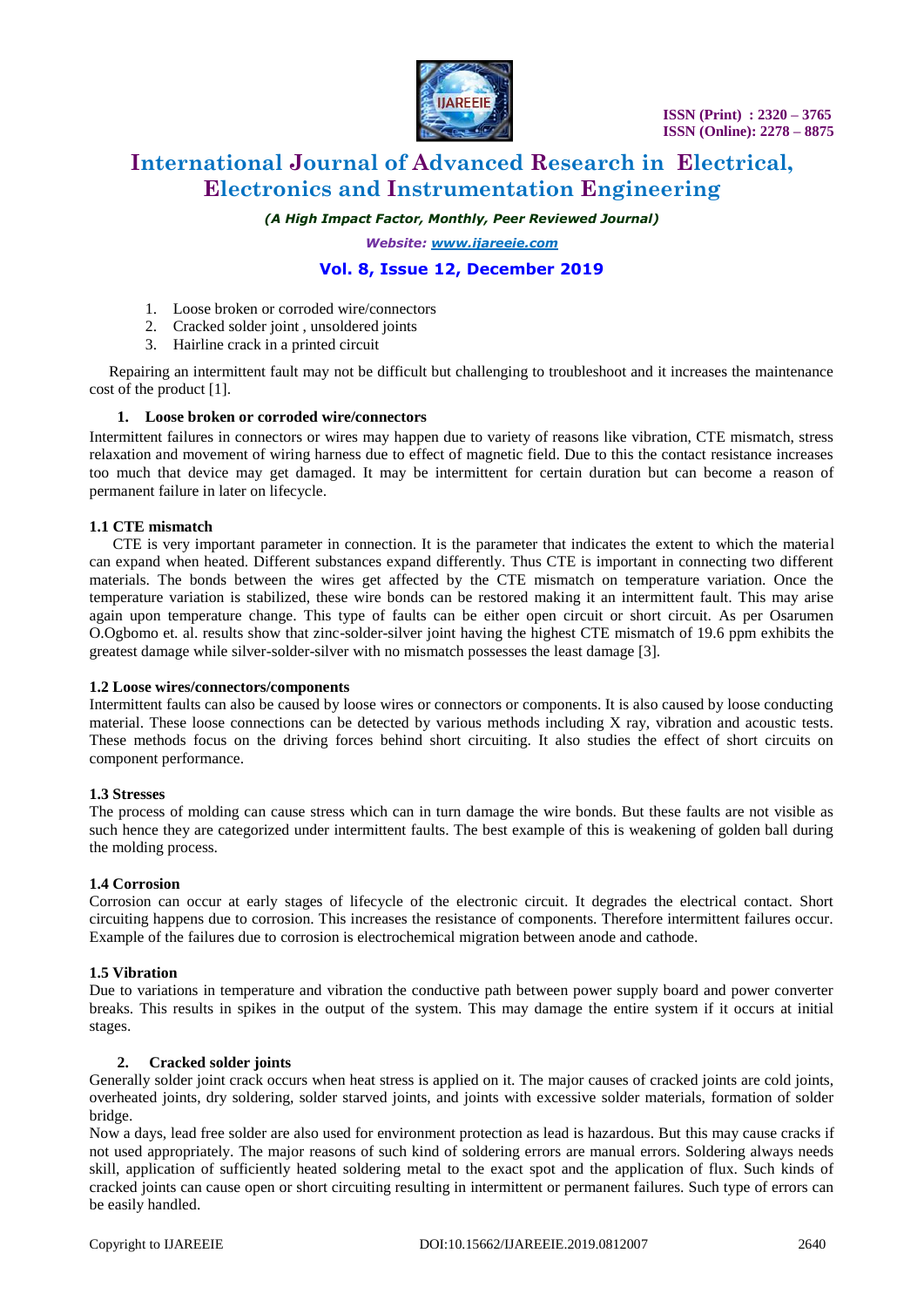1. Loose broken or corroded wire/connectors
2. Cracked solder joint , unsoldered joints
3. Hairline crack in a printed circuit

Repairing an intermittent fault may not be difficult but challenging to troubleshoot and it increases the maintenance cost of the product [1].

### 1. Loose broken or corroded wire/connectors

Intermittent failures in connectors or wires may happen due to variety of reasons like vibration, CTE mismatch, stress relaxation and movement of wiring harness due to effect of magnetic field. Due to this the contact resistance increases too much that device may get damaged. It may be intermittent for certain duration but can become a reason of permanent failure in later on lifecycle.

#### 1.1 CTE mismatch

CTE is very important parameter in connection. It is the parameter that indicates the extent to which the material can expand when heated. Different substances expand differently. Thus CTE is important in connecting two different materials. The bonds between the wires get affected by the CTE mismatch on temperature variation. Once the temperature variation is stabilized, these wire bonds can be restored making it an intermittent fault. This may arise again upon temperature change. This type of faults can be either open circuit or short circuit. As per Osarumen O.Ogbomo et. al. results show that zinc-solder-silver joint having the highest CTE mismatch of 19.6 ppm exhibits the greatest damage while silver-solder-silver with no mismatch possesses the least damage [3].

#### 1.2 Loose wires/connectors/components

Intermittent faults can also be caused by loose wires or connectors or components. It is also caused by loose conducting material. These loose connections can be detected by various methods including X ray, vibration and acoustic tests. These methods focus on the driving forces behind short circuiting. It also studies the effect of short circuits on component performance.

#### 1.3 Stresses

The process of molding can cause stress which can in turn damage the wire bonds. But these faults are not visible as such hence they are categorized under intermittent faults. The best example of this is weakening of golden ball during the molding process.

#### 1.4 Corrosion

Corrosion can occur at early stages of lifecycle of the electronic circuit. It degrades the electrical contact. Short circuiting happens due to corrosion. This increases the resistance of components. Therefore intermittent failures occur. Example of the failures due to corrosion is electrochemical migration between anode and cathode.

#### 1.5 Vibration

Due to variations in temperature and vibration the conductive path between power supply board and power converter breaks. This results in spikes in the output of the system. This may damage the entire system if it occurs at initial stages.

### 2. Cracked solder joints

Generally solder joint crack occurs when heat stress is applied on it. The major causes of cracked joints are cold joints, overheated joints, dry soldering, solder starved joints, and joints with excessive solder materials, formation of solder bridge.

Now a days, lead free solder are also used for environment protection as lead is hazardous. But this may cause cracks if not used appropriately. The major reasons of such kind of soldering errors are manual errors. Soldering always needs skill, application of sufficiently heated soldering metal to the exact spot and the application of flux. Such kinds of cracked joints can cause open or short circuiting resulting in intermittent or permanent failures. Such type of errors can be easily handled.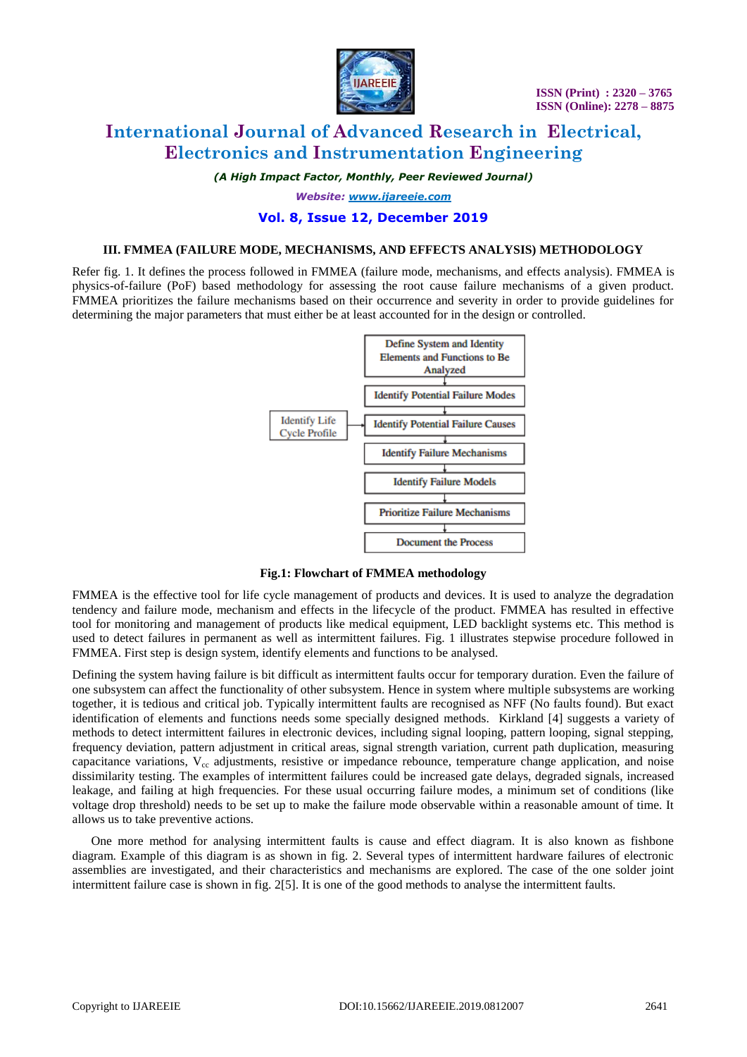### III. FMMEA (FAILURE MODE, MECHANISMS, AND EFFECTS ANALYSIS) METHODOLOGY

Refer fig. 1. It defines the process followed in FMMEA (failure mode, mechanisms, and effects analysis). FMMEA is physics-of-failure (PoF) based methodology for assessing the root cause failure mechanisms of a given product. FMMEA prioritizes the failure mechanisms based on their occurrence and severity in order to provide guidelines for determining the major parameters that must either be at least accounted for in the design or controlled.

Define System and Identity Elements and Functions to Be Analyzed

Identify Potential Failure Modes

Identify Life Cycle Profile

Identify Potential Failure Causes

Identify Failure Mechanisms

Identify Failure Models

Prioritize Failure Mechanisms

Document the Process

**Fig.1: Flowchart of FMMEA methodology**

FMMEA is the effective tool for life cycle management of products and devices. It is used to analyze the degradation tendency and failure mode, mechanism and effects in the lifecycle of the product. FMMEA has resulted in effective tool for monitoring and management of products like medical equipment, LED backlight systems etc. This method is used to detect failures in permanent as well as intermittent failures. Fig. 1 illustrates stepwise procedure followed in FMMEA. First step is design system, identify elements and functions to be analysed.

Defining the system having failure is bit difficult as intermittent faults occur for temporary duration. Even the failure of one subsystem can affect the functionality of other subsystem. Hence in system where multiple subsystems are working together, it is tedious and critical job. Typically intermittent faults are recognised as NFF (No faults found). But exact identification of elements and functions needs some specially designed methods. Kirkland [4] suggests a variety of methods to detect intermittent failures in electronic devices, including signal looping, pattern looping, signal stepping, frequency deviation, pattern adjustment in critical areas, signal strength variation, current path duplication, measuring capacitance variations, $V_{cc}$ adjustments, resistive or impedance rebounce, temperature change application, and noise dissimilarity testing. The examples of intermittent failures could be increased gate delays, degraded signals, increased leakage, and failing at high frequencies. For these usual occurring failure modes, a minimum set of conditions (like voltage drop threshold) needs to be set up to make the failure mode observable within a reasonable amount of time. It allows us to take preventive actions.

One more method for analysing intermittent faults is cause and effect diagram. It is also known as fishbone diagram. Example of this diagram is as shown in fig. 2. Several types of intermittent hardware failures of electronic assemblies are investigated, and their characteristics and mechanisms are explored. The case of the one solder joint intermittent failure case is shown in fig. 2[5]. It is one of the good methods to analyse the intermittent faults.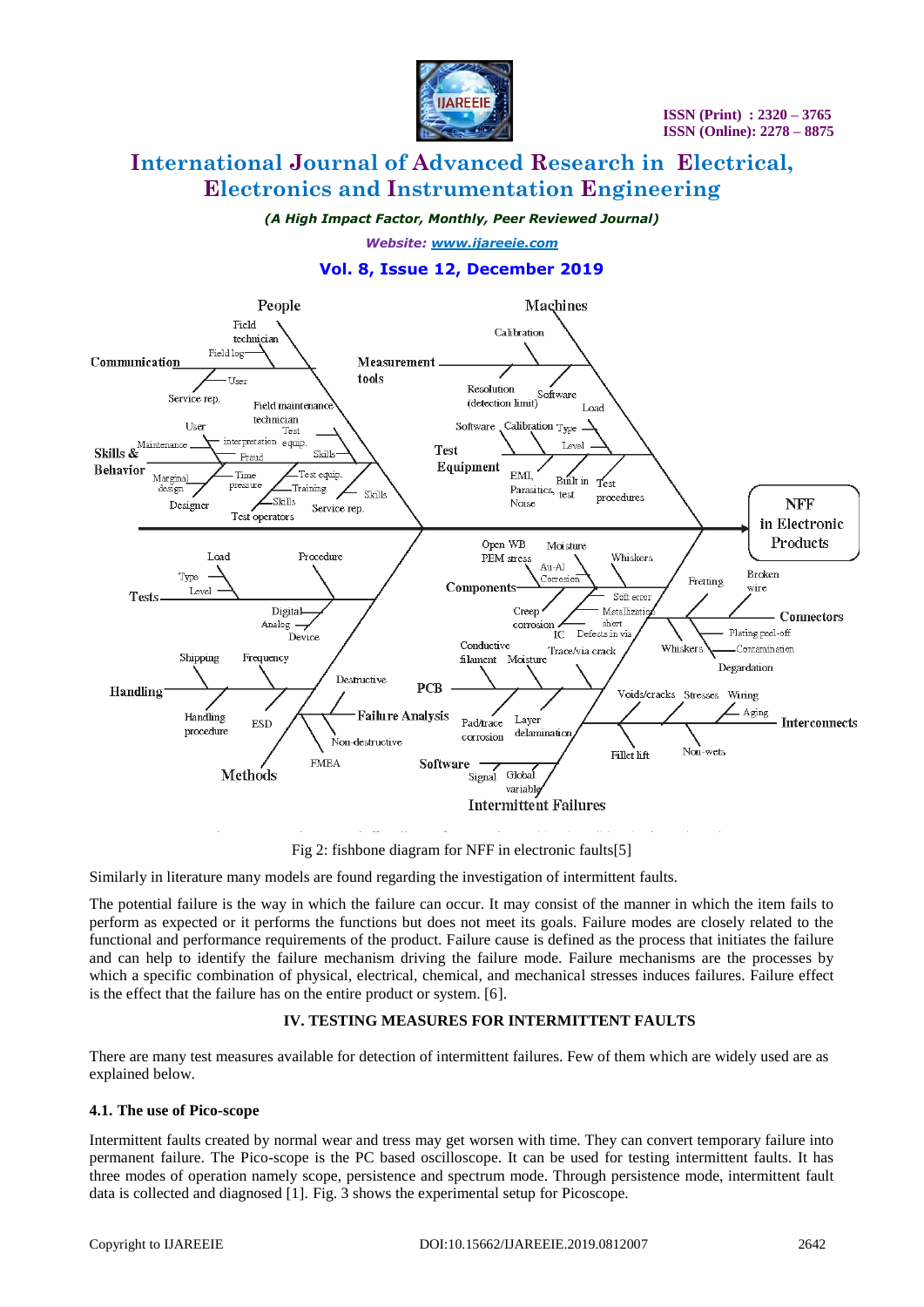Fig 2: fishbone diagram for NFF in electronic faults[5]

Similarly in literature many models are found regarding the investigation of intermittent faults.

The potential failure is the way in which the failure can occur. It may consist of the manner in which the item fails to perform as expected or it performs the functions but does not meet its goals. Failure modes are closely related to the functional and performance requirements of the product. Failure cause is defined as the process that initiates the failure and can help to identify the failure mechanism driving the failure mode. Failure mechanisms are the processes by which a specific combination of physical, electrical, chemical, and mechanical stresses induces failures. Failure effect is the effect that the failure has on the entire product or system. [6].

## IV. TESTING MEASURES FOR INTERMITTENT FAULTS

There are many test measures available for detection of intermittent failures. Few of them which are widely used are as explained below.

### 4.1. The use of Pico-scope

Intermittent faults created by normal wear and tress may get worsen with time. They can convert temporary failure into permanent failure. The Pico-scope is the PC based oscilloscope. It can be used for testing intermittent faults. It has three modes of operation namely scope, persistence and spectrum mode. Through persistence mode, intermittent fault data is collected and diagnosed [1]. Fig. 3 shows the experimental setup for Picoscope.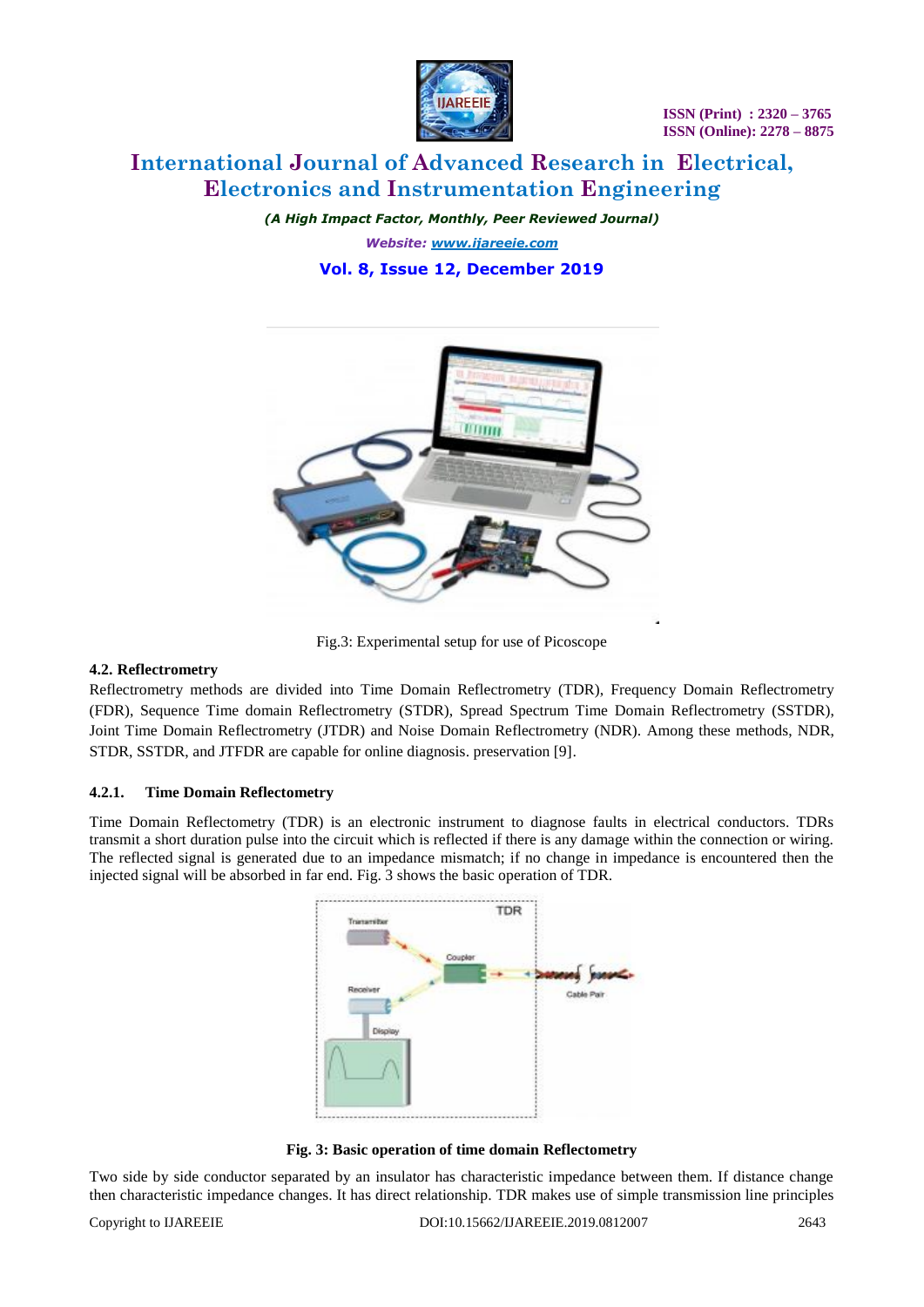Fig.3: Experimental setup for use of Picoscope

### 4.2. Reflectrometry

Reflectrometry methods are divided into Time Domain Reflectrometry (TDR), Frequency Domain Reflectrometry (FDR), Sequence Time domain Reflectrometry (STDR), Spread Spectrum Time Domain Reflectrometry (SSTDR), Joint Time Domain Reflectrometry (JTDR) and Noise Domain Reflectrometry (NDR). Among these methods, NDR, STDR, SSTDR, and JTFDR are capable for online diagnosis. preservation [9].

#### 4.2.1. Time Domain Reflectometry

Time Domain Reflectometry (TDR) is an electronic instrument to diagnose faults in electrical conductors. TDRs transmit a short duration pulse into the circuit which is reflected if there is any damage within the connection or wiring. The reflected signal is generated due to an impedance mismatch; if no change in impedance is encountered then the injected signal will be absorbed in far end. Fig. 3 shows the basic operation of TDR.

**Fig. 3: Basic operation of time domain Reflectometry**

Two side by side conductor separated by an insulator has characteristic impedance between them. If distance change then characteristic impedance changes. It has direct relationship. TDR makes use of simple transmission line principles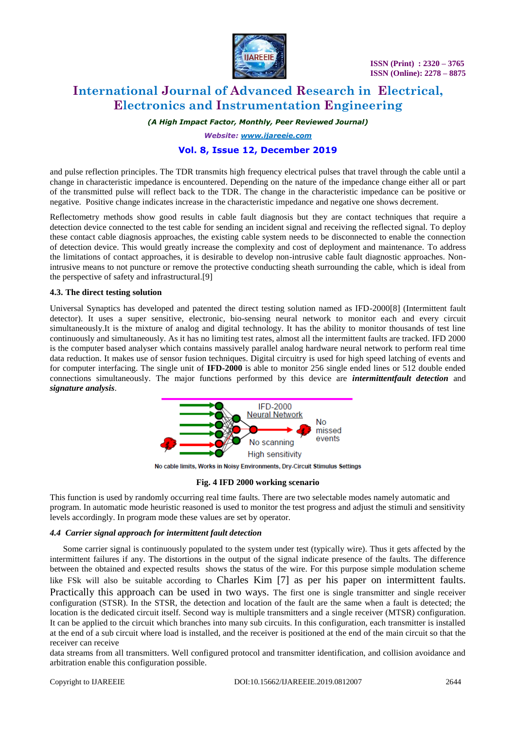and pulse reflection principles. The TDR transmits high frequency electrical pulses that travel through the cable until a change in characteristic impedance is encountered. Depending on the nature of the impedance change either all or part of the transmitted pulse will reflect back to the TDR. The change in the characteristic impedance can be positive or negative. Positive change indicates increase in the characteristic impedance and negative one shows decrement.

Reflectometry methods show good results in cable fault diagnosis but they are contact techniques that require a detection device connected to the test cable for sending an incident signal and receiving the reflected signal. To deploy these contact cable diagnosis approaches, the existing cable system needs to be disconnected to enable the connection of detection device. This would greatly increase the complexity and cost of deployment and maintenance. To address the limitations of contact approaches, it is desirable to develop non-intrusive cable fault diagnostic approaches. Non-intrusive means to not puncture or remove the protective conducting sheath surrounding the cable, which is ideal from the perspective of safety and infrastructural.[9]

**4.3. The direct testing solution**

Universal Synaptics has developed and patented the direct testing solution named as IFD-2000[8] (Intermittent fault detector). It uses a super sensitive, electronic, bio-sensing neural network to monitor each and every circuit simultaneously.It is the mixture of analog and digital technology. It has the ability to monitor thousands of test line continuously and simultaneously. As it has no limiting test rates, almost all the intermittent faults are tracked. IFD 2000 is the computer based analyser which contains massively parallel analog hardware neural network to perform real time data reduction. It makes use of sensor fusion techniques. Digital circuitry is used for high speed latching of events and for computer interfacing. The single unit of **IFD-2000** is able to monitor 256 single ended lines or 512 double ended connections simultaneously. The major functions performed by this device are ***intermittentfault detection*** and ***signature analysis***.

IFD-2000 Neural Network

No missed events

No scanning

High sensitivity

No cable limits, Works in Noisy Environments, Dry-Circuit Stimulus Settings

**Fig. 4 IFD 2000 working scenario**

This function is used by randomly occurring real time faults. There are two selectable modes namely automatic and program. In automatic mode heuristic reasoned is used to monitor the test progress and adjust the stimuli and sensitivity levels accordingly. In program mode these values are set by operator.

***4.4 Carrier signal approach for intermittent fault detection***

Some carrier signal is continuously populated to the system under test (typically wire). Thus it gets affected by the intermittent failures if any. The distortions in the output of the signal indicate presence of the faults. The difference between the obtained and expected results shows the status of the wire. For this purpose simple modulation scheme like FSk will also be suitable according to Charles Kim [7] as per his paper on intermittent faults. Practically this approach can be used in two ways. The first one is single transmitter and single receiver configuration (STSR). In the STSR, the detection and location of the fault are the same when a fault is detected; the location is the dedicated circuit itself. Second way is multiple transmitters and a single receiver (MTSR) configuration. It can be applied to the circuit which branches into many sub circuits. In this configuration, each transmitter is installed at the end of a sub circuit where load is installed, and the receiver is positioned at the end of the main circuit so that the receiver can receive

data streams from all transmitters. Well configured protocol and transmitter identification, and collision avoidance and arbitration enable this configuration possible.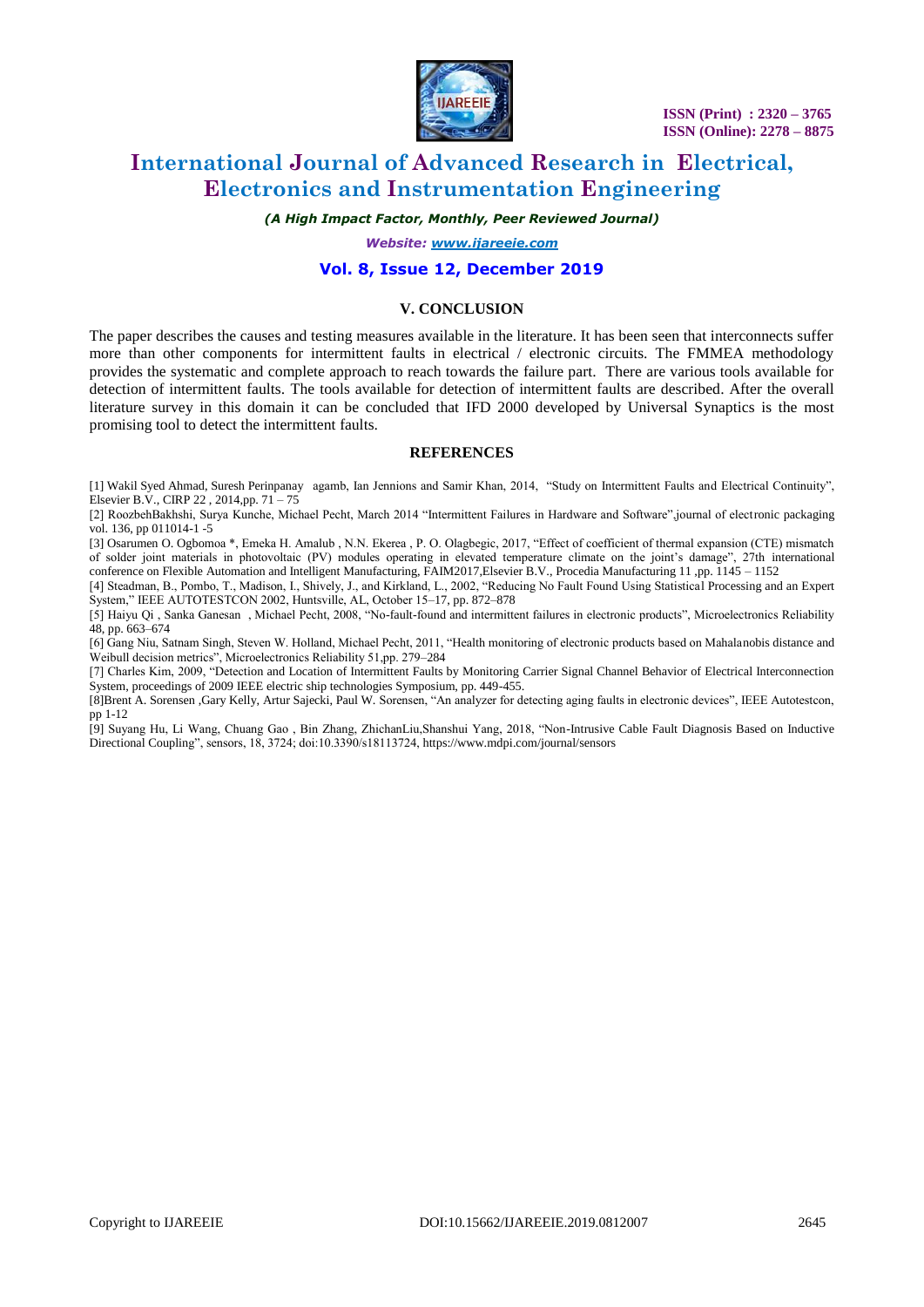## V. CONCLUSION

The paper describes the causes and testing measures available in the literature. It has been seen that interconnects suffer more than other components for intermittent faults in electrical / electronic circuits. The FMMEA methodology provides the systematic and complete approach to reach towards the failure part. There are various tools available for detection of intermittent faults. The tools available for detection of intermittent faults are described. After the overall literature survey in this domain it can be concluded that IFD 2000 developed by Universal Synaptics is the most promising tool to detect the intermittent faults.

## REFERENCES

[1] Wakil Syed Ahmad, Suresh Perinpanay agamb, Ian Jennions and Samir Khan, 2014, "Study on Intermittent Faults and Electrical Continuity", Elsevier B.V., CIRP 22 , 2014,pp. 71 – 75

[2] RoozbehBakhshi, Surya Kunche, Michael Pecht, March 2014 "Intermittent Failures in Hardware and Software",journal of electronic packaging vol. 136, pp 011014-1 -5

[3] Osarumen O. Ogbomoa *, Emeka H. Amalub , N.N. Ekerea , P. O. Olagbegic, 2017, "Effect of coefficient of thermal expansion (CTE) mismatch of solder joint materials in photovoltaic (PV) modules operating in elevated temperature climate on the joint's damage", 27th international conference on Flexible Automation and Intelligent Manufacturing, FAIM2017,Elsevier B.V., Procedia Manufacturing 11 ,pp. 1145 – 1152

[4] Steadman, B., Pombo, T., Madison, I., Shively, J., and Kirkland, L., 2002, "Reducing No Fault Found Using Statistical Processing and an Expert System," IEEE AUTOTESTCON 2002, Huntsville, AL, October 15–17, pp. 872–878

[5] Haiyu Qi , Sanka Ganesan , Michael Pecht, 2008, "No-fault-found and intermittent failures in electronic products", Microelectronics Reliability 48, pp. 663–674

[6] Gang Niu, Satnam Singh, Steven W. Holland, Michael Pecht, 2011, "Health monitoring of electronic products based on Mahalanobis distance and Weibull decision metrics", Microelectronics Reliability 51,pp. 279–284

[7] Charles Kim, 2009, "Detection and Location of Intermittent Faults by Monitoring Carrier Signal Channel Behavior of Electrical Interconnection System, proceedings of 2009 IEEE electric ship technologies Symposium, pp. 449-455.

[8]Brent A. Sorensen ,Gary Kelly, Artur Sajecki, Paul W. Sorensen, "An analyzer for detecting aging faults in electronic devices", IEEE Autotestcon, pp 1-12

[9] Suyang Hu, Li Wang, Chuang Gao , Bin Zhang, ZhichanLiu,Shanshui Yang, 2018, "Non-Intrusive Cable Fault Diagnosis Based on Inductive Directional Coupling", sensors, 18, 3724; doi:10.3390/s18113724, https://www.mdpi.com/journal/sensors